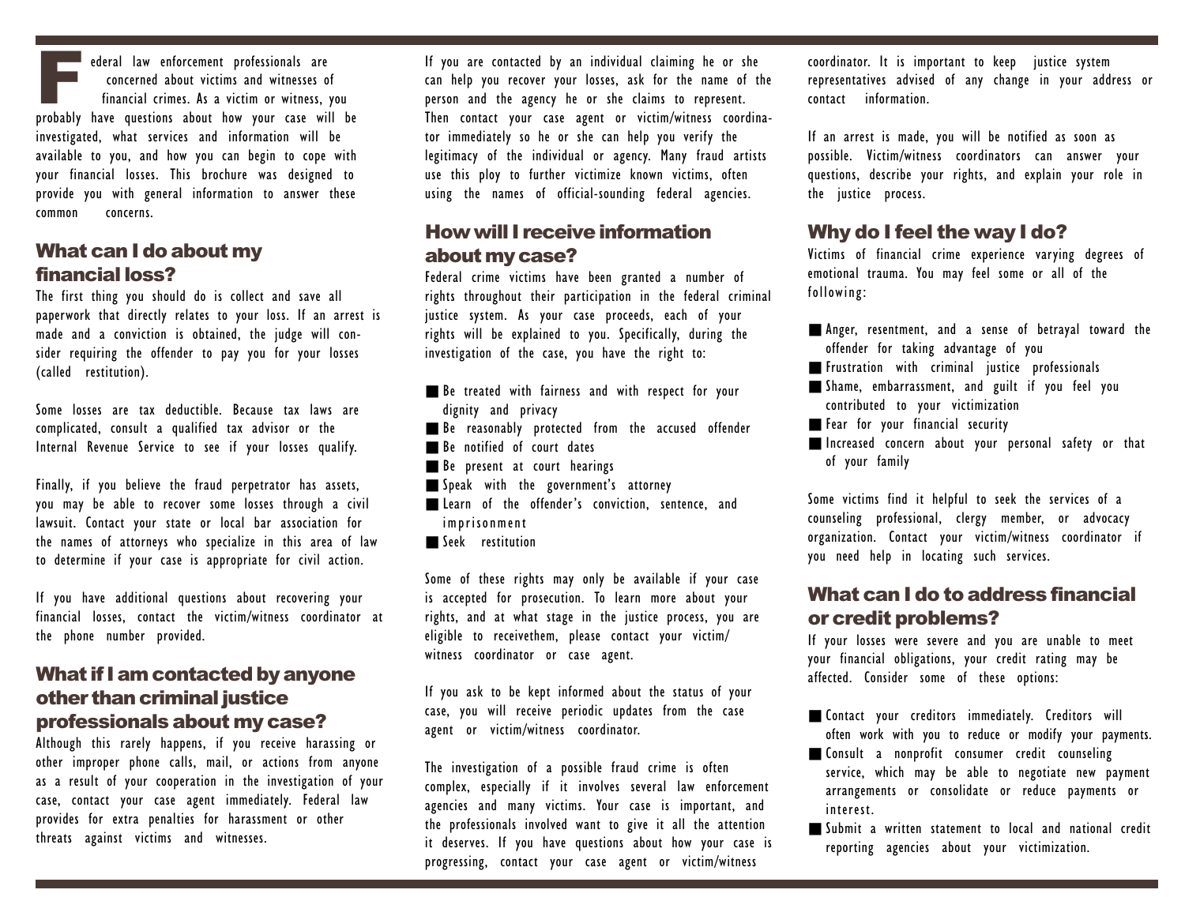Federal law enforcement professionals are concerned about victims and witnesses of financial crimes. As a victim or witness, you probably have questions about how your case will be investigated, what services and information will be available to you, and how you can begin to cope with your financial losses. This brochure was designed to provide you with general information to answer these common concerns.

## What can I do about my financial loss?

The first thing you should do is collect and save all paperwork that directly relates to your loss. If an arrest is made and a conviction is obtained, the judge will consider requiring the offender to pay you for your losses (called restitution).

Some losses are tax deductible. Because tax laws are complicated, consult a qualified tax advisor or the Internal Revenue Service to see if your losses qualify.

Finally, if you believe the fraud perpetrator has assets, you may be able to recover some losses through a civil lawsuit. Contact your state or local bar association for the names of attorneys who specialize in this area of law to determine if your case is appropriate for civil action.

If you have additional questions about recovering your financial losses, contact the victim/witness coordinator at the phone number provided.

## What if I am contacted by anyone other than criminal justice professionals about my case?

Although this rarely happens, if you receive harassing or other improper phone calls, mail, or actions from anyone as a result of your cooperation in the investigation of your case, contact your case agent immediately. Federal law provides for extra penalties for harassment or other threats against victims and witnesses.

If you are contacted by an individual claiming he or she can help you recover your losses, ask for the name of the person and the agency he or she claims to represent. Then contact your case agent or victim/witness coordinator immediately so he or she can help you verify the legitimacy of the individual or agency. Many fraud artists use this ploy to further victimize known victims, often using the names of official-sounding federal agencies.

## How will I receive information about my case?

Federal crime victims have been granted a number of rights throughout their participation in the federal criminal justice system. As your case proceeds, each of your rights will be explained to you. Specifically, during the investigation of the case, you have the right to:

- Be treated with fairness and with respect for your dignity and privacy
- Be reasonably protected from the accused offender
- Be notified of court dates
- Be present at court hearings
- Speak with the government's attorney
- Learn of the offender's conviction, sentence, and imprisonment
- Seek restitution

Some of these rights may only be available if your case is accepted for prosecution. To learn more about your rights, and at what stage in the justice process, you are eligible to receivethem, please contact your victim/witness coordinator or case agent.

If you ask to be kept informed about the status of your case, you will receive periodic updates from the case agent or victim/witness coordinator.

The investigation of a possible fraud crime is often complex, especially if it involves several law enforcement agencies and many victims. Your case is important, and the professionals involved want to give it all the attention it deserves. If you have questions about how your case is progressing, contact your case agent or victim/witness coordinator. It is important to keep justice system representatives advised of any change in your address or contact information.

If an arrest is made, you will be notified as soon as possible. Victim/witness coordinators can answer your questions, describe your rights, and explain your role in the justice process.

## Why do I feel the way I do?

Victims of financial crime experience varying degrees of emotional trauma. You may feel some or all of the following:

- Anger, resentment, and a sense of betrayal toward the offender for taking advantage of you
- Frustration with criminal justice professionals
- Shame, embarrassment, and guilt if you feel you contributed to your victimization
- Fear for your financial security
- Increased concern about your personal safety or that of your family

Some victims find it helpful to seek the services of a counseling professional, clergy member, or advocacy organization. Contact your victim/witness coordinator if you need help in locating such services.

## What can I do to address financial or credit problems?

If your losses were severe and you are unable to meet your financial obligations, your credit rating may be affected. Consider some of these options:

- Contact your creditors immediately. Creditors will often work with you to reduce or modify your payments.
- Consult a nonprofit consumer credit counseling service, which may be able to negotiate new payment arrangements or consolidate or reduce payments or interest.
- Submit a written statement to local and national credit reporting agencies about your victimization.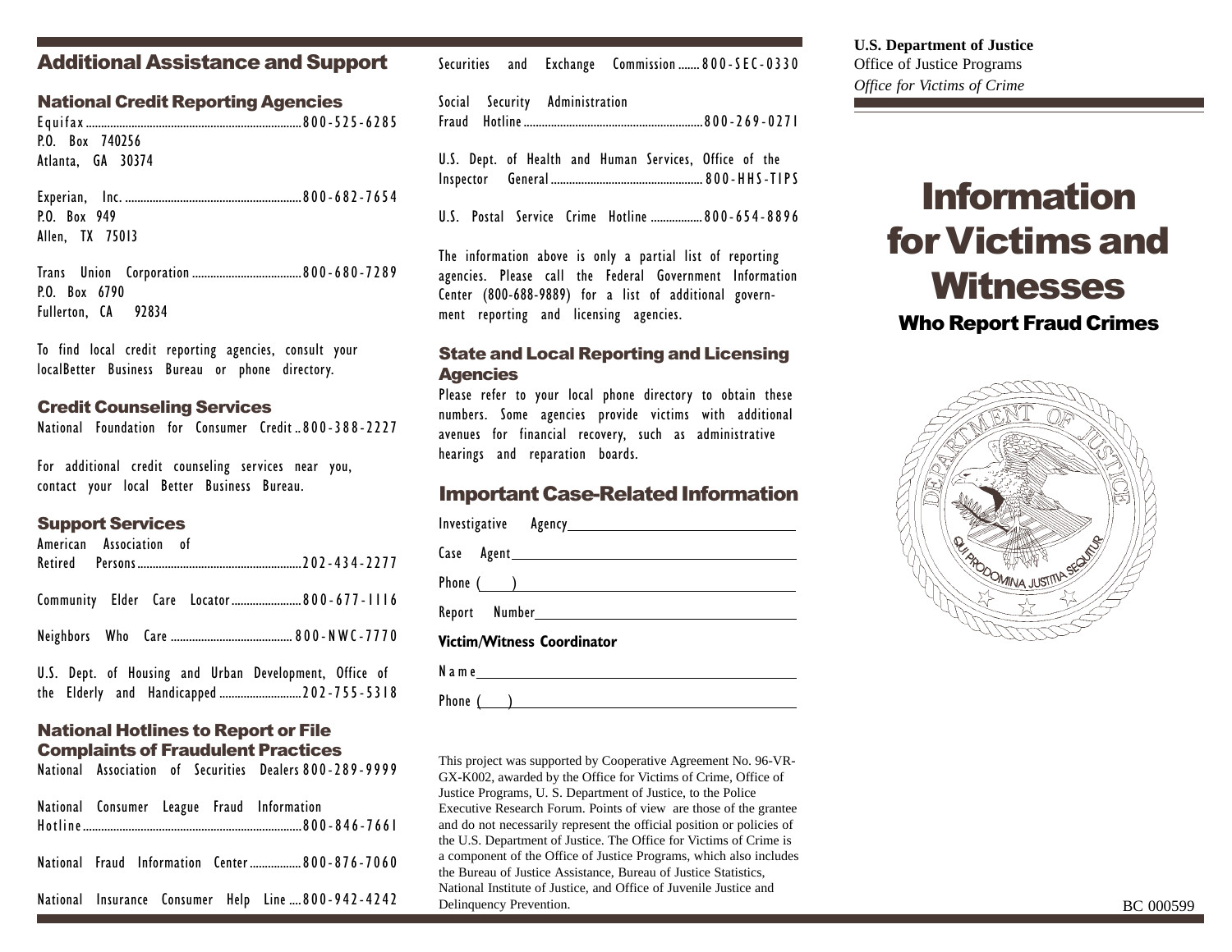## Additional Assistance and Support

### National Credit Reporting Agencies

Equifax........................................................................800-525-6285
P.O. Box 740256
Atlanta, GA 30374

Experian, Inc. ..........................................................800-682-7654
P.O. Box 949
Allen, TX 75013

Trans Union Corporation....................................800-680-7289
P.O. Box 6790
Fullerton, CA 92834

To find local credit reporting agencies, consult your localBetter Business Bureau or phone directory.

### Credit Counseling Services

National Foundation for Consumer Credit..800-388-2227

For additional credit counseling services near you, contact your local Better Business Bureau.

### Support Services

American Association of Retired Persons......................................................202-434-2277

Community Elder Care Locator.......................800-677-1116

Neighbors Who Care ........................................ 800-NWC-7770

U.S. Dept. of Housing and Urban Development, Office of the Elderly and Handicapped...........................202-755-5318

### National Hotlines to Report or File Complaints of Fraudulent Practices

National Association of Securities Dealers 800-289-9999

National Consumer League Fraud Information Hotline........................................................................800-846-7661

National Fraud Information Center.................800-876-7060

National Insurance Consumer Help Line....800-942-4242

Securities and Exchange Commission.......800-SEC-0330

Social Security Administration Fraud Hotline..........................................................800-269-0271

U.S. Dept. of Health and Human Services, Office of the Inspector General................................................. 800-HHS-TIPS

U.S. Postal Service Crime Hotline .................800-654-8896

The information above is only a partial list of reporting agencies. Please call the Federal Government Information Center (800-688-9889) for a list of additional government reporting and licensing agencies.

### State and Local Reporting and Licensing Agencies

Please refer to your local phone directory to obtain these numbers. Some agencies provide victims with additional avenues for financial recovery, such as administrative hearings and reparation boards.

## Important Case-Related Information

Investigative Agency\_\_\_\_\_\_\_\_\_\_\_\_\_\_\_\_\_\_\_\_\_\_\_\_\_\_\_\_

Case Agent\_\_\_\_\_\_\_\_\_\_\_\_\_\_\_\_\_\_\_\_\_\_\_\_\_\_\_\_\_\_\_\_\_\_

Phone (\_\_\_\_)\_\_\_\_\_\_\_\_\_\_\_\_\_\_\_\_\_\_\_\_\_\_\_\_\_\_\_\_\_\_\_\_

Report Number\_\_\_\_\_\_\_\_\_\_\_\_\_\_\_\_\_\_\_\_\_\_\_\_\_\_\_\_\_\_\_

**Victim/Witness Coordinator**

Name\_\_\_\_\_\_\_\_\_\_\_\_\_\_\_\_\_\_\_\_\_\_\_\_\_\_\_\_\_\_\_\_\_\_\_\_\_\_\_

Phone (\_\_\_\_)\_\_\_\_\_\_\_\_\_\_\_\_\_\_\_\_\_\_\_\_\_\_\_\_\_\_\_\_\_\_\_\_

This project was supported by Cooperative Agreement No. 96-VR-GX-K002, awarded by the Office for Victims of Crime, Office of Justice Programs, U. S. Department of Justice, to the Police Executive Research Forum. Points of view are those of the grantee and do not necessarily represent the official position or policies of the U.S. Department of Justice. The Office for Victims of Crime is a component of the Office of Justice Programs, which also includes the Bureau of Justice Assistance, Bureau of Justice Statistics, National Institute of Justice, and Office of Juvenile Justice and Delinquency Prevention.

**U.S. Department of Justice**
Office of Justice Programs
*Office for Victims of Crime*

# Information for Victims and Witnesses

## Who Report Fraud Crimes

DEPARTMENT OF JUSTICE
QUI PRO DOMINA JUSTITIA SEQUITUR

BC 000599